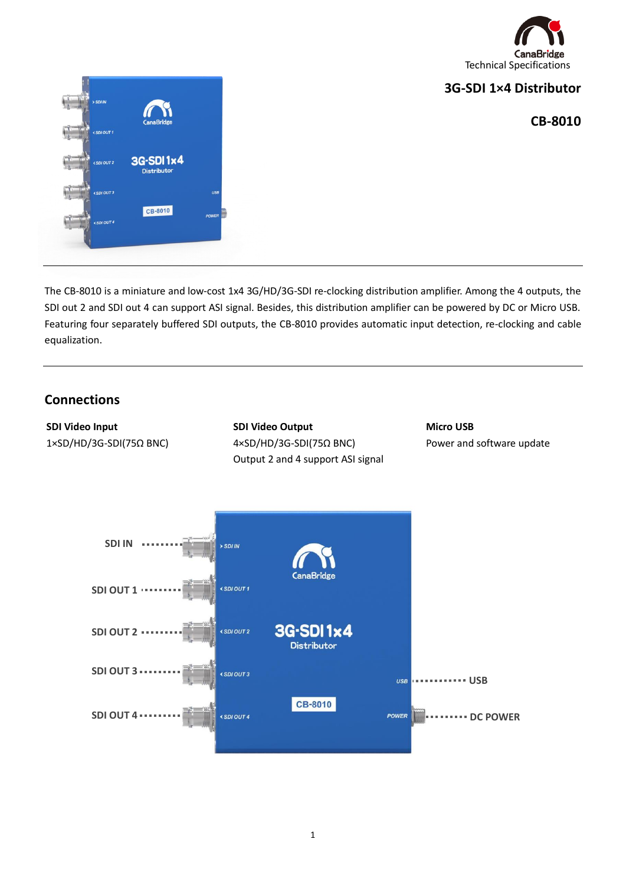CanaBridge

Technical Specifications

# 3G-SDI 1×4 Distributor

## CB-8010

The CB-8010 is a miniature and low-cost 1x4 3G/HD/3G-SDI re-clocking distribution amplifier. Among the 4 outputs, the SDI out 2 and SDI out 4 can support ASI signal. Besides, this distribution amplifier can be powered by DC or Micro USB. Featuring four separately buffered SDI outputs, the CB-8010 provides automatic input detection, re-clocking and cable equalization.

## Connections

**SDI Video Input**
1×SD/HD/3G-SDI(75Ω BNC)

**SDI Video Output**
4×SD/HD/3G-SDI(75Ω BNC)
Output 2 and 4 support ASI signal

**Micro USB**
Power and software update

SDI IN

SDI OUT 1

SDI OUT 2

SDI OUT 3

SDI OUT 4

USB

DC POWER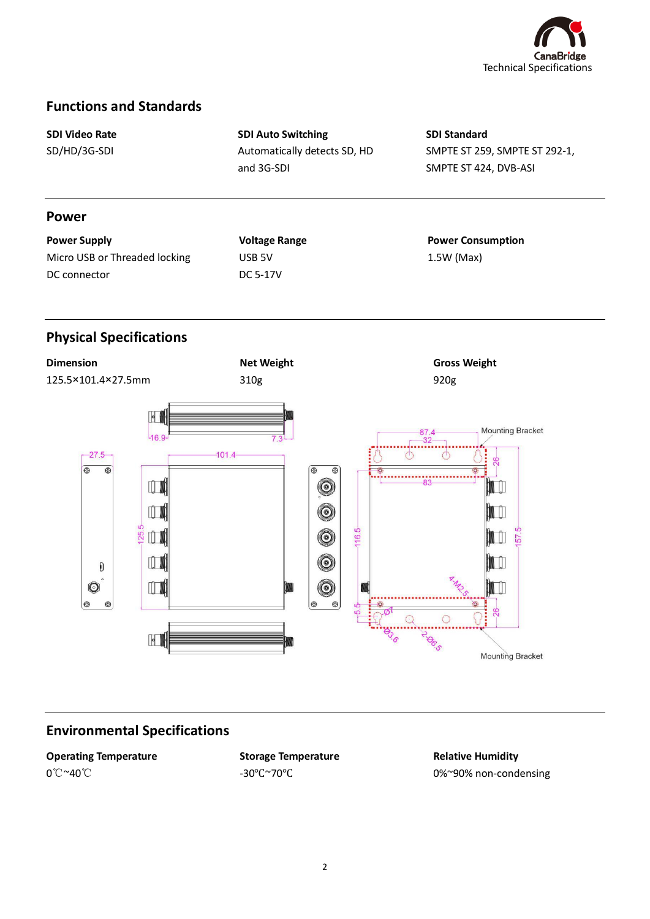## Functions and Standards

| SDI Video Rate | SDI Auto Switching | SDI Standard |
|---|---|---|
| SD/HD/3G-SDI | Automatically detects SD, HD and 3G-SDI | SMPTE ST 259, SMPTE ST 292-1, SMPTE ST 424, DVB-ASI |

## Power

| Power Supply | Voltage Range | Power Consumption |
|---|---|---|
| Micro USB or Threaded locking DC connector | USB 5V<br>DC 5-17V | 1.5W (Max) |

## Physical Specifications

| Dimension | Net Weight | Gross Weight |
|---|---|---|
| 125.5×101.4×27.5mm | 310g | 920g |

## Environmental Specifications

| Operating Temperature | Storage Temperature | Relative Humidity |
|---|---|---|
| 0℃~40℃ | -30℃~70℃ | 0%~90% non-condensing |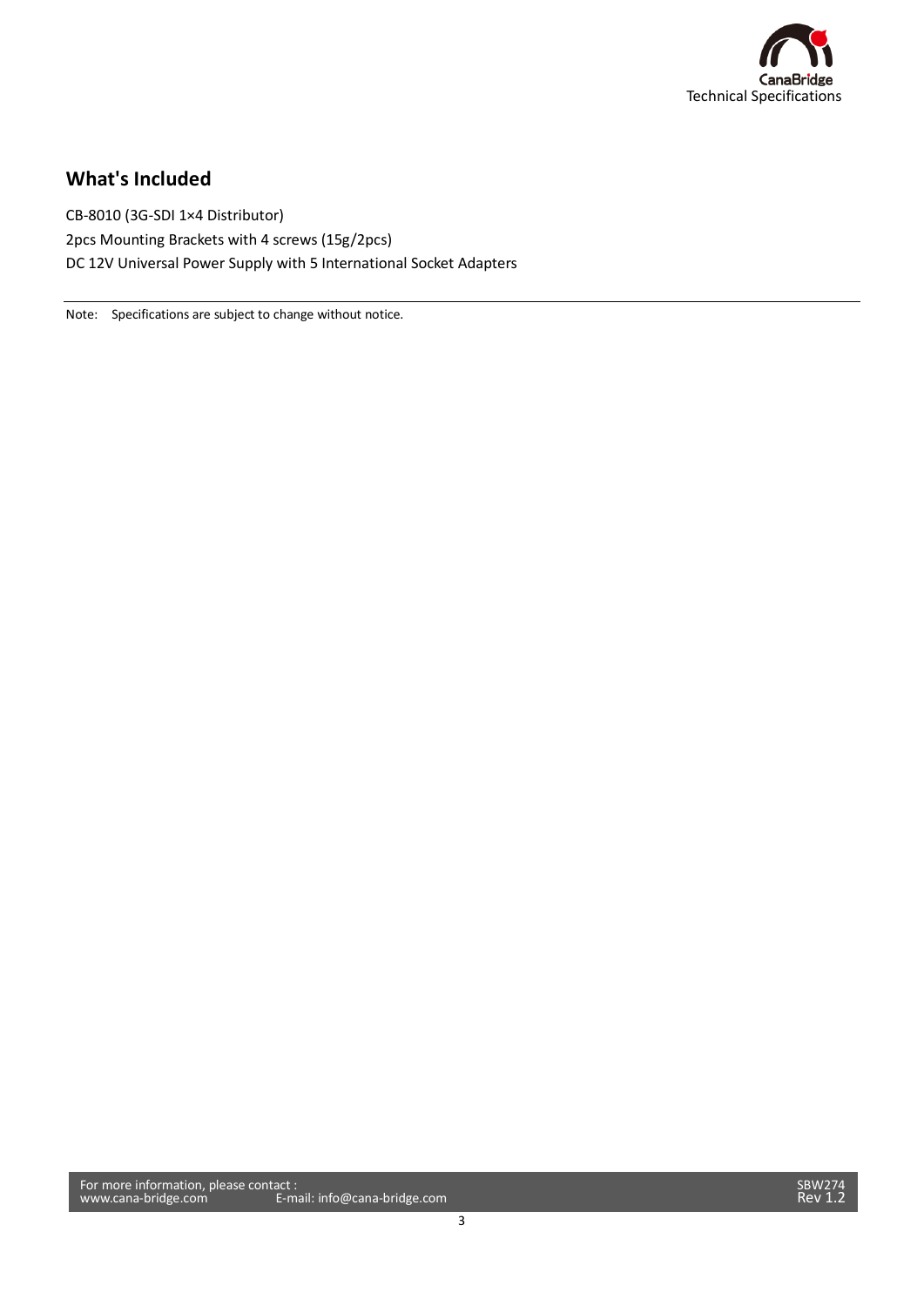## What's Included

CB-8010 (3G-SDI 1×4 Distributor)
2pcs Mounting Brackets with 4 screws (15g/2pcs)
DC 12V Universal Power Supply with 5 International Socket Adapters

---

Note: Specifications are subject to change without notice.